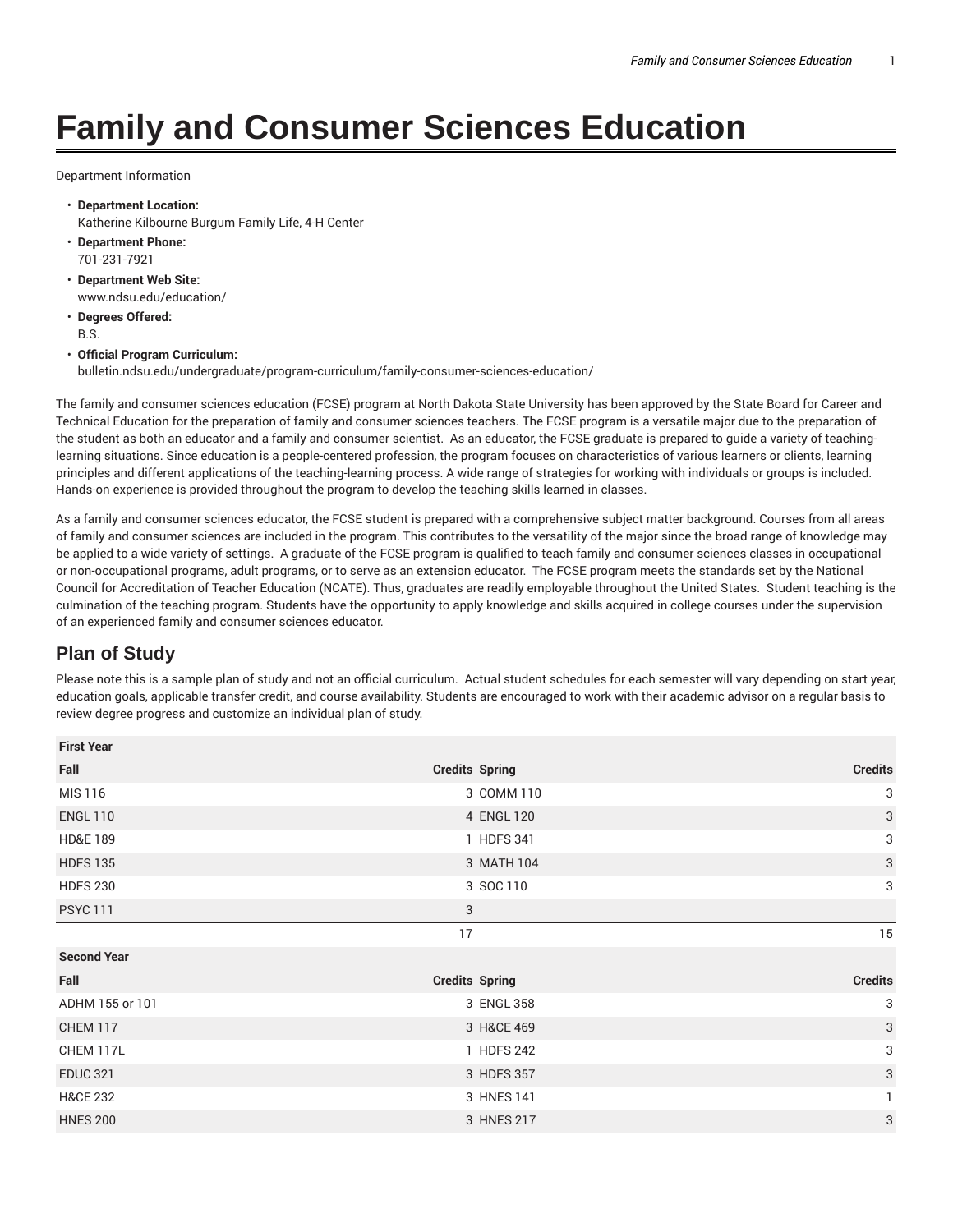# Family and Consumer Sciences Education

Department Information

- **Department Location:**
  Katherine Kilbourne Burgum Family Life, 4-H Center
- **Department Phone:**
  701-231-7921
- **Department Web Site:**
  www.ndsu.edu/education/
- **Degrees Offered:**
  B.S.
- **Official Program Curriculum:**
  bulletin.ndsu.edu/undergraduate/program-curriculum/family-consumer-sciences-education/

The family and consumer sciences education (FCSE) program at North Dakota State University has been approved by the State Board for Career and Technical Education for the preparation of family and consumer sciences teachers. The FCSE program is a versatile major due to the preparation of the student as both an educator and a family and consumer scientist. As an educator, the FCSE graduate is prepared to guide a variety of teaching-learning situations. Since education is a people-centered profession, the program focuses on characteristics of various learners or clients, learning principles and different applications of the teaching-learning process. A wide range of strategies for working with individuals or groups is included. Hands-on experience is provided throughout the program to develop the teaching skills learned in classes.

As a family and consumer sciences educator, the FCSE student is prepared with a comprehensive subject matter background. Courses from all areas of family and consumer sciences are included in the program. This contributes to the versatility of the major since the broad range of knowledge may be applied to a wide variety of settings. A graduate of the FCSE program is qualified to teach family and consumer sciences classes in occupational or non-occupational programs, adult programs, or to serve as an extension educator. The FCSE program meets the standards set by the National Council for Accreditation of Teacher Education (NCATE). Thus, graduates are readily employable throughout the United States. Student teaching is the culmination of the teaching program. Students have the opportunity to apply knowledge and skills acquired in college courses under the supervision of an experienced family and consumer sciences educator.

## Plan of Study

Please note this is a sample plan of study and not an official curriculum. Actual student schedules for each semester will vary depending on start year, education goals, applicable transfer credit, and course availability. Students are encouraged to work with their academic advisor on a regular basis to review degree progress and customize an individual plan of study.

| First Year | | | |
|---|---|---|---|
| Fall | Credits | Spring | Credits |
| MIS 116 | 3 | COMM 110 | 3 |
| ENGL 110 | 4 | ENGL 120 | 3 |
| HD&E 189 | 1 | HDFS 341 | 3 |
| HDFS 135 | 3 | MATH 104 | 3 |
| HDFS 230 | 3 | SOC 110 | 3 |
| PSYC 111 | 3 | | |
| | 17 | | 15 |
| **Second Year** | | | |
| Fall | Credits | Spring | Credits |
| ADHM 155 or 101 | 3 | ENGL 358 | 3 |
| CHEM 117 | 3 | H&CE 469 | 3 |
| CHEM 117L | 1 | HDFS 242 | 3 |
| EDUC 321 | 3 | HDFS 357 | 3 |
| H&CE 232 | 3 | HNES 141 | 1 |
| HNES 200 | 3 | HNES 217 | 3 |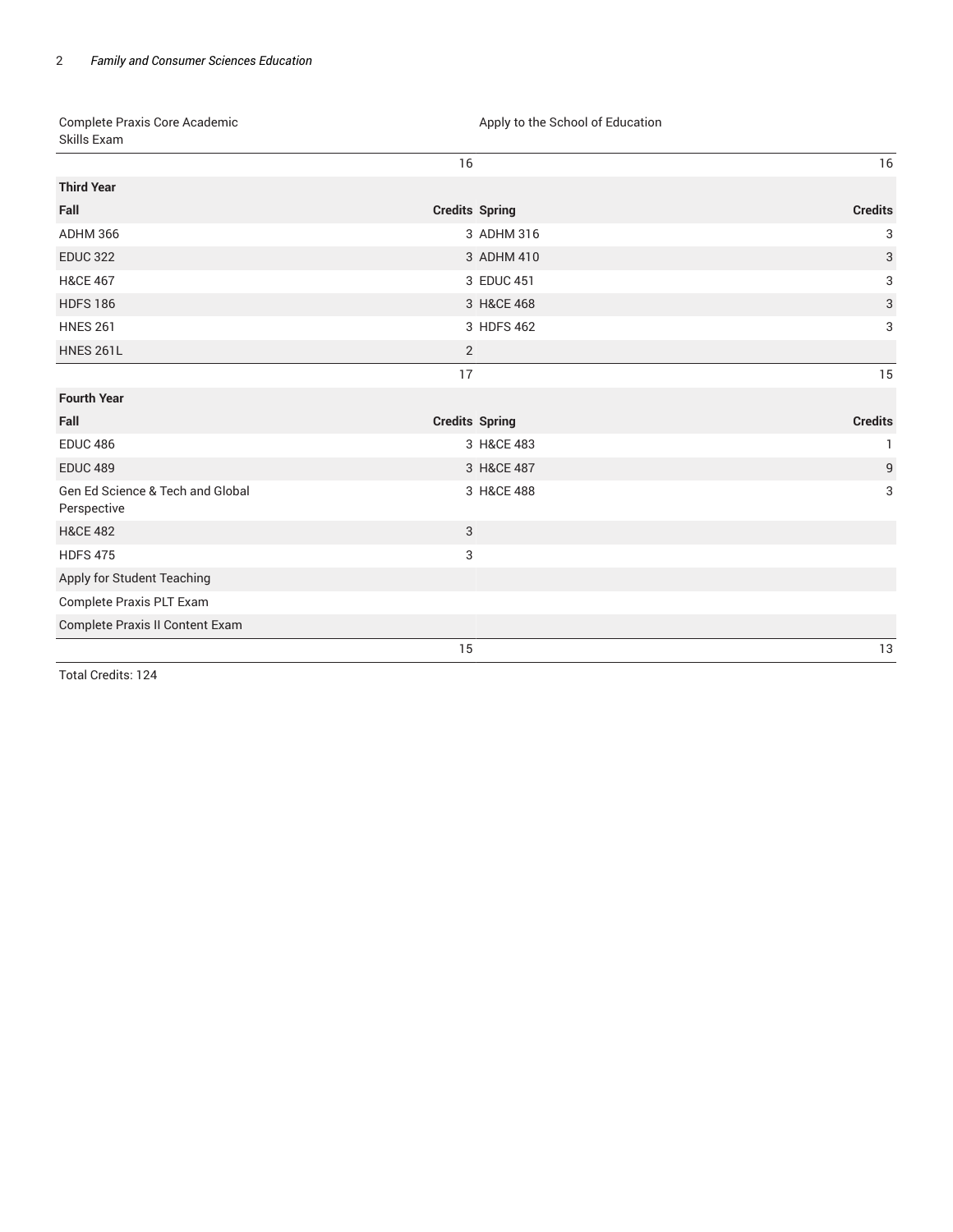| | | | |
|---|---|---|---|
| Complete Praxis Core Academic Skills Exam | | Apply to the School of Education | |
| | 16 | | 16 |
| **Third Year** | | | |
| **Fall** | **Credits** | **Spring** | **Credits** |
| ADHM 366 | 3 | ADHM 316 | 3 |
| EDUC 322 | 3 | ADHM 410 | 3 |
| H&CE 467 | 3 | EDUC 451 | 3 |
| HDFS 186 | 3 | H&CE 468 | 3 |
| HNES 261 | 3 | HDFS 462 | 3 |
| HNES 261L | 2 | | |
| | 17 | | 15 |
| **Fourth Year** | | | |
| **Fall** | **Credits** | **Spring** | **Credits** |
| EDUC 486 | 3 | H&CE 483 | 1 |
| EDUC 489 | 3 | H&CE 487 | 9 |
| Gen Ed Science & Tech and Global Perspective | 3 | H&CE 488 | 3 |
| H&CE 482 | 3 | | |
| HDFS 475 | 3 | | |
| Apply for Student Teaching | | | |
| Complete Praxis PLT Exam | | | |
| Complete Praxis II Content Exam | | | |
| | 15 | | 13 |

Total Credits: 124